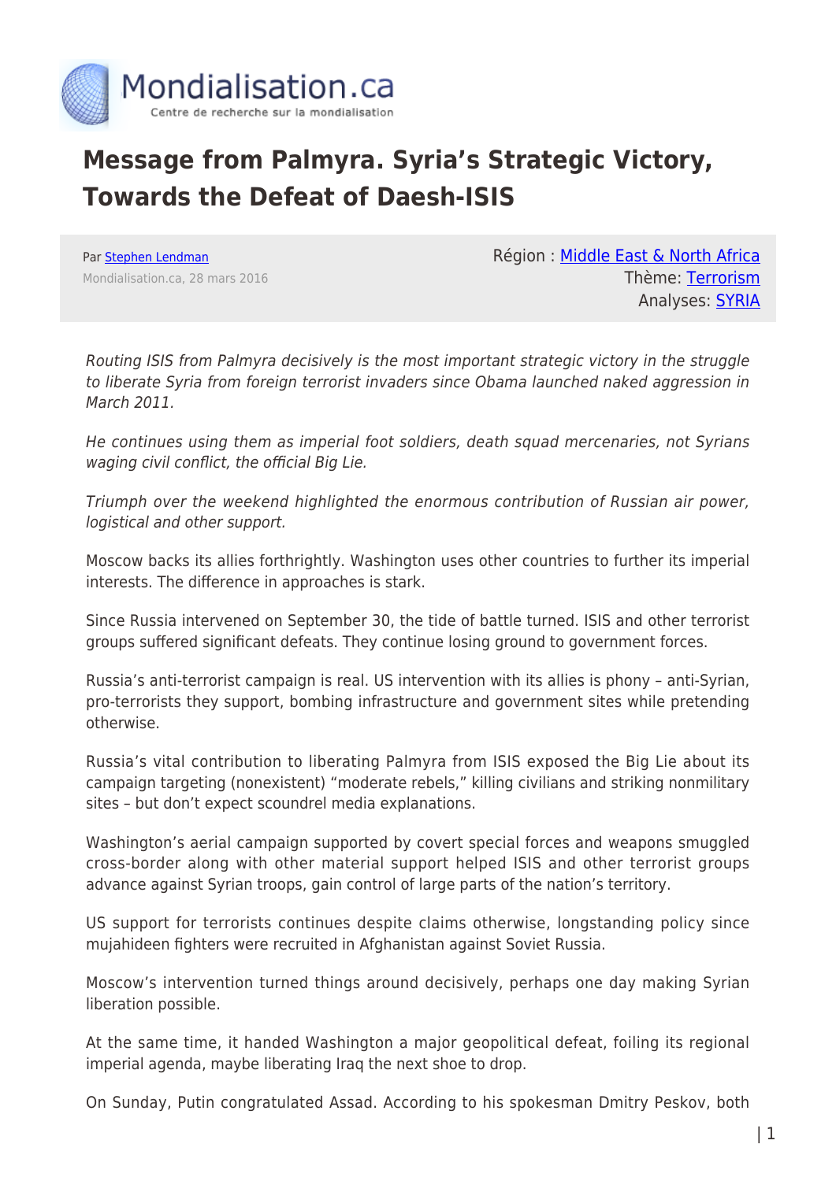Mondialisation.ca
Centre de recherche sur la mondialisation

# Message from Palmyra. Syria's Strategic Victory, Towards the Defeat of Daesh-ISIS

Par [Stephen Lendman](#)
Mondialisation.ca, 28 mars 2016

Région : [Middle East & North Africa](#)
Thème: [Terrorism](#)
Analyses: [SYRIA](#)

*Routing ISIS from Palmyra decisively is the most important strategic victory in the struggle to liberate Syria from foreign terrorist invaders since Obama launched naked aggression in March 2011.*

*He continues using them as imperial foot soldiers, death squad mercenaries, not Syrians waging civil conflict, the official Big Lie.*

*Triumph over the weekend highlighted the enormous contribution of Russian air power, logistical and other support.*

Moscow backs its allies forthrightly. Washington uses other countries to further its imperial interests. The difference in approaches is stark.

Since Russia intervened on September 30, the tide of battle turned. ISIS and other terrorist groups suffered significant defeats. They continue losing ground to government forces.

Russia's anti-terrorist campaign is real. US intervention with its allies is phony – anti-Syrian, pro-terrorists they support, bombing infrastructure and government sites while pretending otherwise.

Russia's vital contribution to liberating Palmyra from ISIS exposed the Big Lie about its campaign targeting (nonexistent) "moderate rebels," killing civilians and striking nonmilitary sites – but don't expect scoundrel media explanations.

Washington's aerial campaign supported by covert special forces and weapons smuggled cross-border along with other material support helped ISIS and other terrorist groups advance against Syrian troops, gain control of large parts of the nation's territory.

US support for terrorists continues despite claims otherwise, longstanding policy since mujahideen fighters were recruited in Afghanistan against Soviet Russia.

Moscow's intervention turned things around decisively, perhaps one day making Syrian liberation possible.

At the same time, it handed Washington a major geopolitical defeat, foiling its regional imperial agenda, maybe liberating Iraq the next shoe to drop.

On Sunday, Putin congratulated Assad. According to his spokesman Dmitry Peskov, both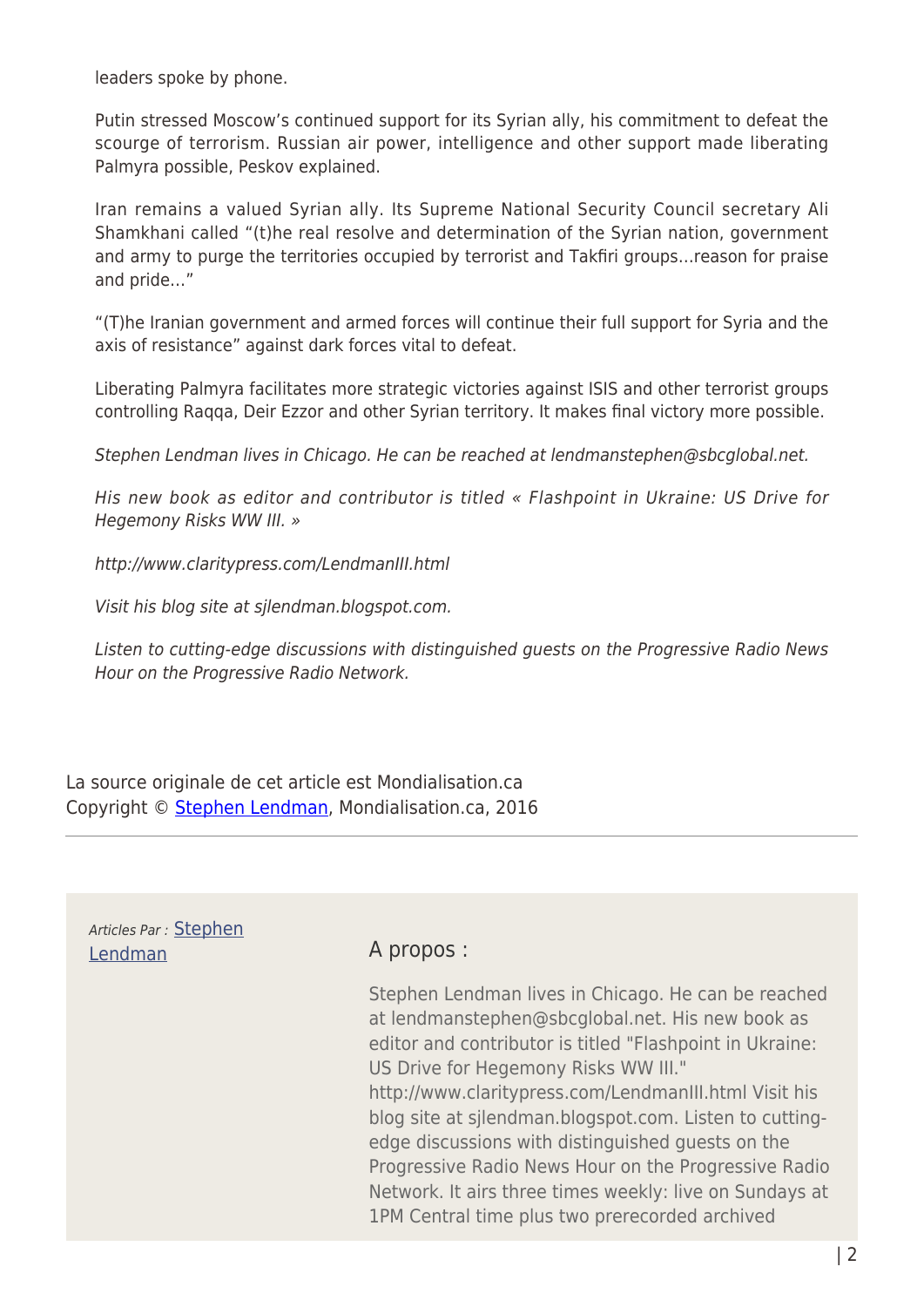leaders spoke by phone.

Putin stressed Moscow's continued support for its Syrian ally, his commitment to defeat the scourge of terrorism. Russian air power, intelligence and other support made liberating Palmyra possible, Peskov explained.

Iran remains a valued Syrian ally. Its Supreme National Security Council secretary Ali Shamkhani called "(t)he real resolve and determination of the Syrian nation, government and army to purge the territories occupied by terrorist and Takfiri groups…reason for praise and pride…"

"(T)he Iranian government and armed forces will continue their full support for Syria and the axis of resistance" against dark forces vital to defeat.

Liberating Palmyra facilitates more strategic victories against ISIS and other terrorist groups controlling Raqqa, Deir Ezzor and other Syrian territory. It makes final victory more possible.

*Stephen Lendman lives in Chicago. He can be reached at lendmanstephen@sbcglobal.net.*

*His new book as editor and contributor is titled « Flashpoint in Ukraine: US Drive for Hegemony Risks WW III. »*

*http://www.claritypress.com/LendmanIII.html*

*Visit his blog site at sjlendman.blogspot.com.*

*Listen to cutting-edge discussions with distinguished guests on the Progressive Radio News Hour on the Progressive Radio Network.*

La source originale de cet article est Mondialisation.ca
Copyright © [Stephen Lendman](), Mondialisation.ca, 2016

*Articles Par :* [Stephen Lendman]()

A propos :

Stephen Lendman lives in Chicago. He can be reached at lendmanstephen@sbcglobal.net. His new book as editor and contributor is titled "Flashpoint in Ukraine: US Drive for Hegemony Risks WW III." http://www.claritypress.com/LendmanIII.html Visit his blog site at sjlendman.blogspot.com. Listen to cutting-edge discussions with distinguished guests on the Progressive Radio News Hour on the Progressive Radio Network. It airs three times weekly: live on Sundays at 1PM Central time plus two prerecorded archived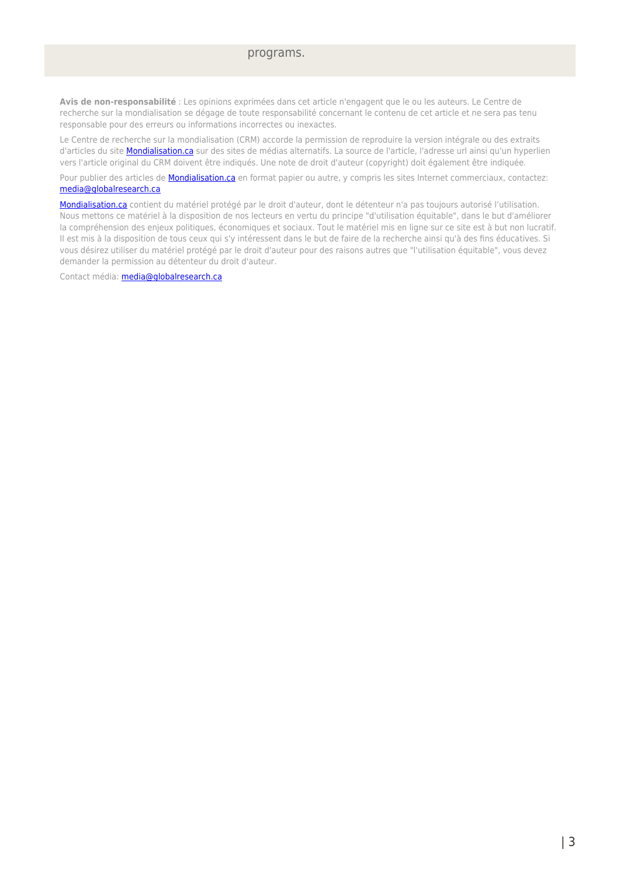programs.

**Avis de non-responsabilité** : Les opinions exprimées dans cet article n'engagent que le ou les auteurs. Le Centre de recherche sur la mondialisation se dégage de toute responsabilité concernant le contenu de cet article et ne sera pas tenu responsable pour des erreurs ou informations incorrectes ou inexactes.

Le Centre de recherche sur la mondialisation (CRM) accorde la permission de reproduire la version intégrale ou des extraits d'articles du site Mondialisation.ca sur des sites de médias alternatifs. La source de l'article, l'adresse url ainsi qu'un hyperlien vers l'article original du CRM doivent être indiqués. Une note de droit d'auteur (copyright) doit également être indiquée.

Pour publier des articles de Mondialisation.ca en format papier ou autre, y compris les sites Internet commerciaux, contactez: media@globalresearch.ca

Mondialisation.ca contient du matériel protégé par le droit d'auteur, dont le détenteur n'a pas toujours autorisé l'utilisation. Nous mettons ce matériel à la disposition de nos lecteurs en vertu du principe "d'utilisation équitable", dans le but d'améliorer la compréhension des enjeux politiques, économiques et sociaux. Tout le matériel mis en ligne sur ce site est à but non lucratif. Il est mis à la disposition de tous ceux qui s'y intéressent dans le but de faire de la recherche ainsi qu'à des fins éducatives. Si vous désirez utiliser du matériel protégé par le droit d'auteur pour des raisons autres que "l'utilisation équitable", vous devez demander la permission au détenteur du droit d'auteur.

Contact média: media@globalresearch.ca